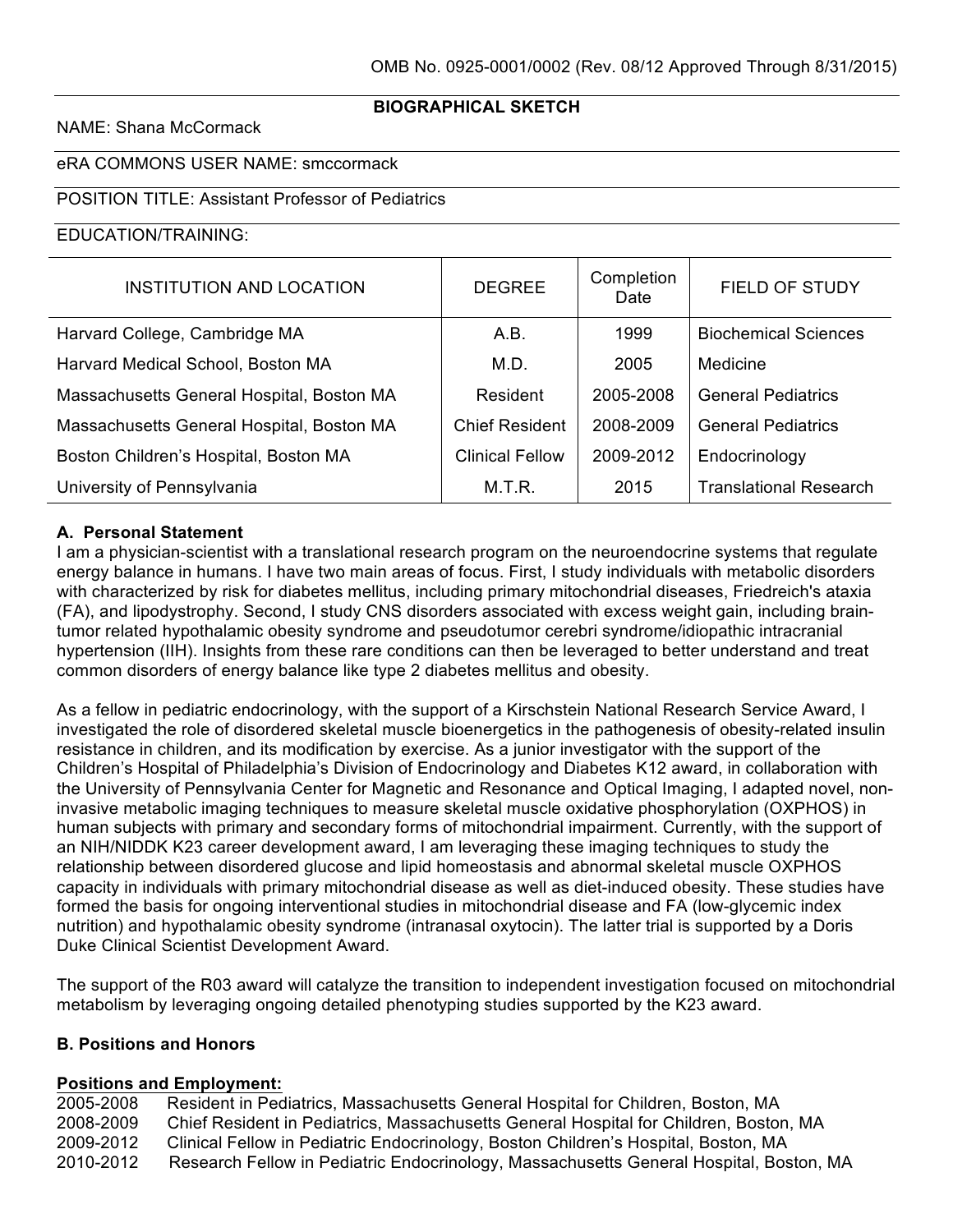OMB No. 0925-0001/0002 (Rev. 08/12 Approved Through 8/31/2015)

**BIOGRAPHICAL SKETCH**

NAME: Shana McCormack

eRA COMMONS USER NAME: smccormack

POSITION TITLE: Assistant Professor of Pediatrics

EDUCATION/TRAINING:

| INSTITUTION AND LOCATION | DEGREE | Completion Date | FIELD OF STUDY |
| --- | --- | --- | --- |
| Harvard College, Cambridge MA | A.B. | 1999 | Biochemical Sciences |
| Harvard Medical School, Boston MA | M.D. | 2005 | Medicine |
| Massachusetts General Hospital, Boston MA | Resident | 2005-2008 | General Pediatrics |
| Massachusetts General Hospital, Boston MA | Chief Resident | 2008-2009 | General Pediatrics |
| Boston Children's Hospital, Boston MA | Clinical Fellow | 2009-2012 | Endocrinology |
| University of Pennsylvania | M.T.R. | 2015 | Translational Research |

### A. Personal Statement

I am a physician-scientist with a translational research program on the neuroendocrine systems that regulate energy balance in humans. I have two main areas of focus. First, I study individuals with metabolic disorders with characterized by risk for diabetes mellitus, including primary mitochondrial diseases, Friedreich's ataxia (FA), and lipodystrophy. Second, I study CNS disorders associated with excess weight gain, including brain-tumor related hypothalamic obesity syndrome and pseudotumor cerebri syndrome/idiopathic intracranial hypertension (IIH). Insights from these rare conditions can then be leveraged to better understand and treat common disorders of energy balance like type 2 diabetes mellitus and obesity.

As a fellow in pediatric endocrinology, with the support of a Kirschstein National Research Service Award, I investigated the role of disordered skeletal muscle bioenergetics in the pathogenesis of obesity-related insulin resistance in children, and its modification by exercise. As a junior investigator with the support of the Children's Hospital of Philadelphia's Division of Endocrinology and Diabetes K12 award, in collaboration with the University of Pennsylvania Center for Magnetic and Resonance and Optical Imaging, I adapted novel, non-invasive metabolic imaging techniques to measure skeletal muscle oxidative phosphorylation (OXPHOS) in human subjects with primary and secondary forms of mitochondrial impairment. Currently, with the support of an NIH/NIDDK K23 career development award, I am leveraging these imaging techniques to study the relationship between disordered glucose and lipid homeostasis and abnormal skeletal muscle OXPHOS capacity in individuals with primary mitochondrial disease as well as diet-induced obesity. These studies have formed the basis for ongoing interventional studies in mitochondrial disease and FA (low-glycemic index nutrition) and hypothalamic obesity syndrome (intranasal oxytocin). The latter trial is supported by a Doris Duke Clinical Scientist Development Award.

The support of the R03 award will catalyze the transition to independent investigation focused on mitochondrial metabolism by leveraging ongoing detailed phenotyping studies supported by the K23 award.

### B. Positions and Honors

**Positions and Employment:**

2005-2008 Resident in Pediatrics, Massachusetts General Hospital for Children, Boston, MA
2008-2009 Chief Resident in Pediatrics, Massachusetts General Hospital for Children, Boston, MA
2009-2012 Clinical Fellow in Pediatric Endocrinology, Boston Children's Hospital, Boston, MA
2010-2012 Research Fellow in Pediatric Endocrinology, Massachusetts General Hospital, Boston, MA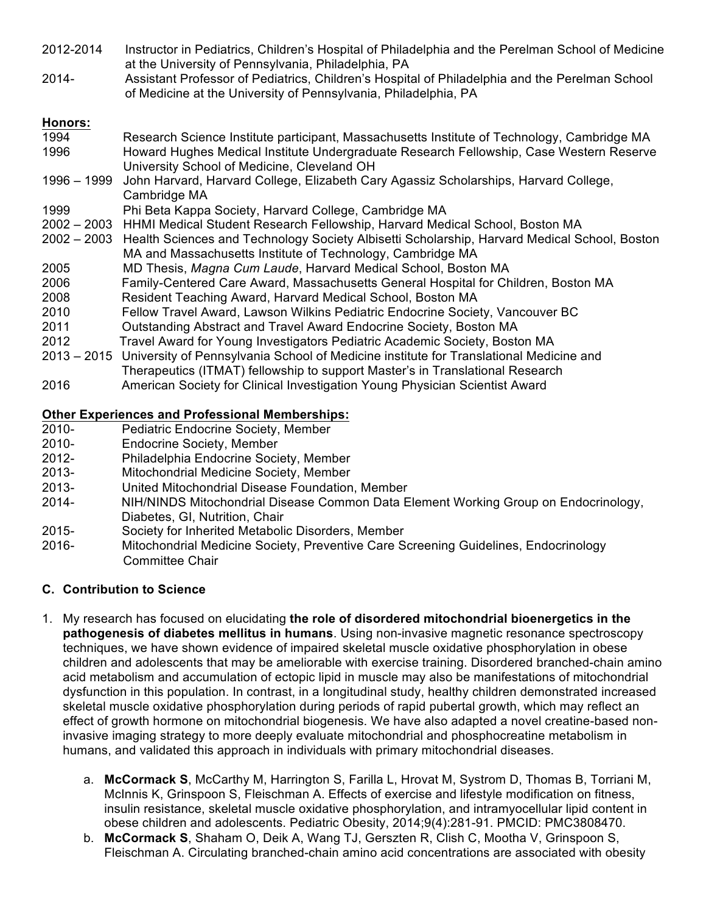2012-2014 Instructor in Pediatrics, Children's Hospital of Philadelphia and the Perelman School of Medicine at the University of Pennsylvania, Philadelphia, PA

2014- Assistant Professor of Pediatrics, Children's Hospital of Philadelphia and the Perelman School of Medicine at the University of Pennsylvania, Philadelphia, PA

**Honors:**

1994 Research Science Institute participant, Massachusetts Institute of Technology, Cambridge MA

1996 Howard Hughes Medical Institute Undergraduate Research Fellowship, Case Western Reserve University School of Medicine, Cleveland OH

1996 – 1999 John Harvard, Harvard College, Elizabeth Cary Agassiz Scholarships, Harvard College, Cambridge MA

1999 Phi Beta Kappa Society, Harvard College, Cambridge MA

2002 – 2003 HHMI Medical Student Research Fellowship, Harvard Medical School, Boston MA

2002 – 2003 Health Sciences and Technology Society Albisetti Scholarship, Harvard Medical School, Boston MA and Massachusetts Institute of Technology, Cambridge MA

2005 MD Thesis, *Magna Cum Laude*, Harvard Medical School, Boston MA

2006 Family-Centered Care Award, Massachusetts General Hospital for Children, Boston MA

2008 Resident Teaching Award, Harvard Medical School, Boston MA

2010 Fellow Travel Award, Lawson Wilkins Pediatric Endocrine Society, Vancouver BC

2011 Outstanding Abstract and Travel Award Endocrine Society, Boston MA

2012 Travel Award for Young Investigators Pediatric Academic Society, Boston MA

2013 – 2015 University of Pennsylvania School of Medicine institute for Translational Medicine and Therapeutics (ITMAT) fellowship to support Master's in Translational Research

2016 American Society for Clinical Investigation Young Physician Scientist Award

**Other Experiences and Professional Memberships:**

2010- Pediatric Endocrine Society, Member

2010- Endocrine Society, Member

2012- Philadelphia Endocrine Society, Member

2013- Mitochondrial Medicine Society, Member

2013- United Mitochondrial Disease Foundation, Member

2014- NIH/NINDS Mitochondrial Disease Common Data Element Working Group on Endocrinology, Diabetes, GI, Nutrition, Chair

2015- Society for Inherited Metabolic Disorders, Member

2016- Mitochondrial Medicine Society, Preventive Care Screening Guidelines, Endocrinology Committee Chair

## C. Contribution to Science

1. My research has focused on elucidating **the role of disordered mitochondrial bioenergetics in the pathogenesis of diabetes mellitus in humans**. Using non-invasive magnetic resonance spectroscopy techniques, we have shown evidence of impaired skeletal muscle oxidative phosphorylation in obese children and adolescents that may be ameliorable with exercise training. Disordered branched-chain amino acid metabolism and accumulation of ectopic lipid in muscle may also be manifestations of mitochondrial dysfunction in this population. In contrast, in a longitudinal study, healthy children demonstrated increased skeletal muscle oxidative phosphorylation during periods of rapid pubertal growth, which may reflect an effect of growth hormone on mitochondrial biogenesis. We have also adapted a novel creatine-based non-invasive imaging strategy to more deeply evaluate mitochondrial and phosphocreatine metabolism in humans, and validated this approach in individuals with primary mitochondrial diseases.

    a. **McCormack S**, McCarthy M, Harrington S, Farilla L, Hrovat M, Systrom D, Thomas B, Torriani M, McInnis K, Grinspoon S, Fleischman A. Effects of exercise and lifestyle modification on fitness, insulin resistance, skeletal muscle oxidative phosphorylation, and intramyocellular lipid content in obese children and adolescents. Pediatric Obesity, 2014;9(4):281-91. PMCID: PMC3808470.

    b. **McCormack S**, Shaham O, Deik A, Wang TJ, Gerszten R, Clish C, Mootha V, Grinspoon S, Fleischman A. Circulating branched-chain amino acid concentrations are associated with obesity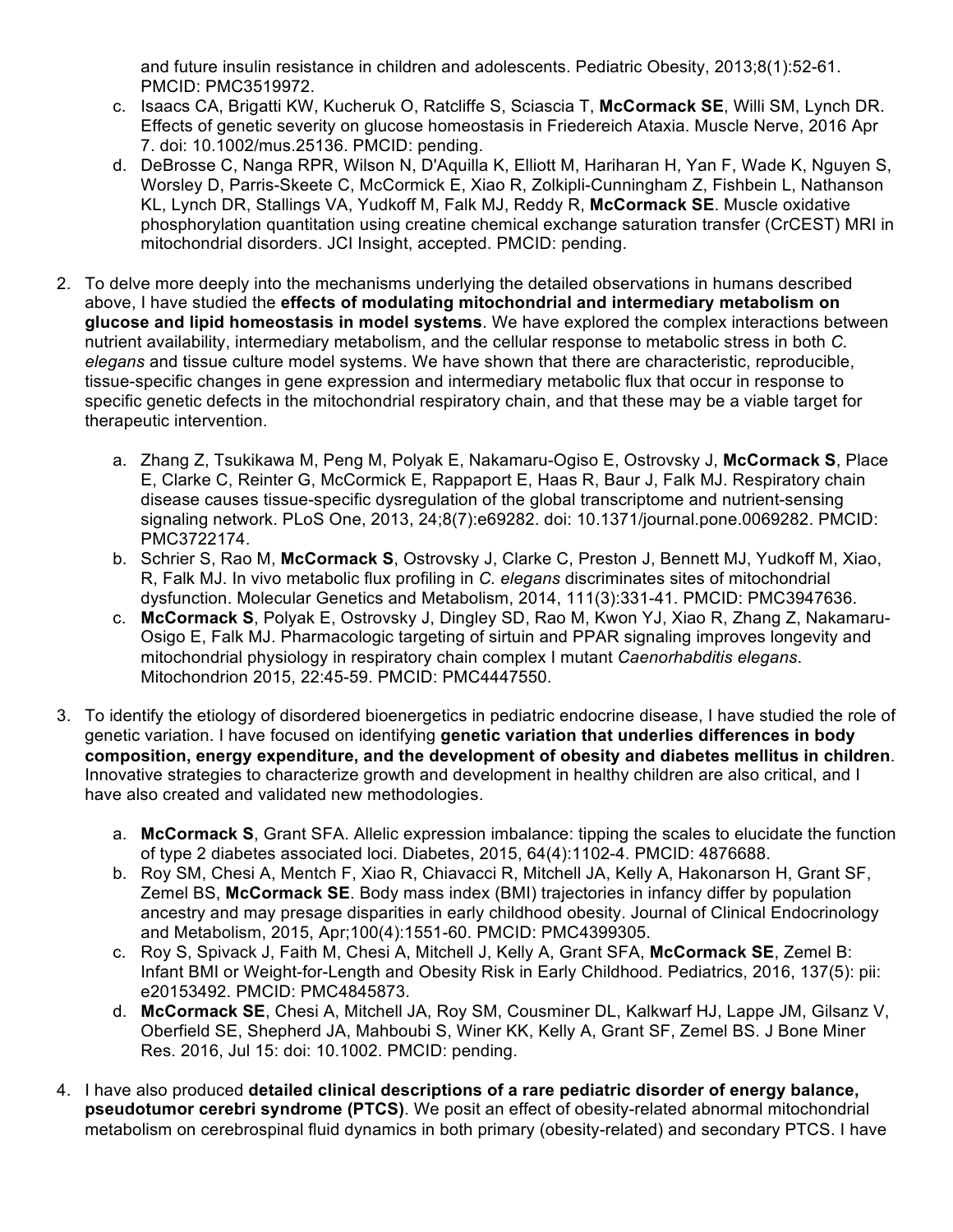and future insulin resistance in children and adolescents. Pediatric Obesity, 2013;8(1):52-61. PMCID: PMC3519972.

   c. Isaacs CA, Brigatti KW, Kucheruk O, Ratcliffe S, Sciascia T, **McCormack SE**, Willi SM, Lynch DR. Effects of genetic severity on glucose homeostasis in Friedereich Ataxia. Muscle Nerve, 2016 Apr 7. doi: 10.1002/mus.25136. PMCID: pending.
   d. DeBrosse C, Nanga RPR, Wilson N, D'Aquilla K, Elliott M, Hariharan H, Yan F, Wade K, Nguyen S, Worsley D, Parris-Skeete C, McCormick E, Xiao R, Zolkipli-Cunningham Z, Fishbein L, Nathanson KL, Lynch DR, Stallings VA, Yudkoff M, Falk MJ, Reddy R, **McCormack SE**. Muscle oxidative phosphorylation quantitation using creatine chemical exchange saturation transfer (CrCEST) MRI in mitochondrial disorders. JCI Insight, accepted. PMCID: pending.

2. To delve more deeply into the mechanisms underlying the detailed observations in humans described above, I have studied the **effects of modulating mitochondrial and intermediary metabolism on glucose and lipid homeostasis in model systems**. We have explored the complex interactions between nutrient availability, intermediary metabolism, and the cellular response to metabolic stress in both *C. elegans* and tissue culture model systems. We have shown that there are characteristic, reproducible, tissue-specific changes in gene expression and intermediary metabolic flux that occur in response to specific genetic defects in the mitochondrial respiratory chain, and that these may be a viable target for therapeutic intervention.

   a. Zhang Z, Tsukikawa M, Peng M, Polyak E, Nakamaru-Ogiso E, Ostrovsky J, **McCormack S**, Place E, Clarke C, Reinter G, McCormick E, Rappaport E, Haas R, Baur J, Falk MJ. Respiratory chain disease causes tissue-specific dysregulation of the global transcriptome and nutrient-sensing signaling network. PLoS One, 2013, 24;8(7):e69282. doi: 10.1371/journal.pone.0069282. PMCID: PMC3722174.
   b. Schrier S, Rao M, **McCormack S**, Ostrovsky J, Clarke C, Preston J, Bennett MJ, Yudkoff M, Xiao, R, Falk MJ. In vivo metabolic flux profiling in *C. elegans* discriminates sites of mitochondrial dysfunction. Molecular Genetics and Metabolism, 2014, 111(3):331-41. PMCID: PMC3947636.
   c. **McCormack S**, Polyak E, Ostrovsky J, Dingley SD, Rao M, Kwon YJ, Xiao R, Zhang Z, Nakamaru-Osigo E, Falk MJ. Pharmacologic targeting of sirtuin and PPAR signaling improves longevity and mitochondrial physiology in respiratory chain complex I mutant *Caenorhabditis elegans*. Mitochondrion 2015, 22:45-59. PMCID: PMC4447550.

3. To identify the etiology of disordered bioenergetics in pediatric endocrine disease, I have studied the role of genetic variation. I have focused on identifying **genetic variation that underlies differences in body composition, energy expenditure, and the development of obesity and diabetes mellitus in children**. Innovative strategies to characterize growth and development in healthy children are also critical, and I have also created and validated new methodologies.

   a. **McCormack S**, Grant SFA. Allelic expression imbalance: tipping the scales to elucidate the function of type 2 diabetes associated loci. Diabetes, 2015, 64(4):1102-4. PMCID: 4876688.
   b. Roy SM, Chesi A, Mentch F, Xiao R, Chiavacci R, Mitchell JA, Kelly A, Hakonarson H, Grant SF, Zemel BS, **McCormack SE**. Body mass index (BMI) trajectories in infancy differ by population ancestry and may presage disparities in early childhood obesity. Journal of Clinical Endocrinology and Metabolism, 2015, Apr;100(4):1551-60. PMCID: PMC4399305.
   c. Roy S, Spivack J, Faith M, Chesi A, Mitchell J, Kelly A, Grant SFA, **McCormack SE**, Zemel B: Infant BMI or Weight-for-Length and Obesity Risk in Early Childhood. Pediatrics, 2016, 137(5): pii: e20153492. PMCID: PMC4845873.
   d. **McCormack SE**, Chesi A, Mitchell JA, Roy SM, Cousminer DL, Kalkwarf HJ, Lappe JM, Gilsanz V, Oberfield SE, Shepherd JA, Mahboubi S, Winer KK, Kelly A, Grant SF, Zemel BS. J Bone Miner Res. 2016, Jul 15: doi: 10.1002. PMCID: pending.

4. I have also produced **detailed clinical descriptions of a rare pediatric disorder of energy balance, pseudotumor cerebri syndrome (PTCS)**. We posit an effect of obesity-related abnormal mitochondrial metabolism on cerebrospinal fluid dynamics in both primary (obesity-related) and secondary PTCS. I have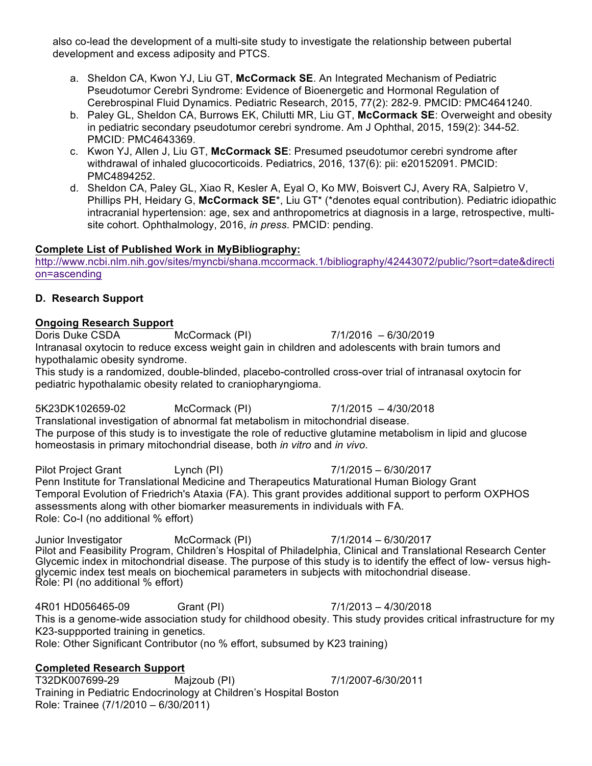also co-lead the development of a multi-site study to investigate the relationship between pubertal development and excess adiposity and PTCS.

a. Sheldon CA, Kwon YJ, Liu GT, **McCormack SE**. An Integrated Mechanism of Pediatric Pseudotumor Cerebri Syndrome: Evidence of Bioenergetic and Hormonal Regulation of Cerebrospinal Fluid Dynamics. Pediatric Research, 2015, 77(2): 282-9. PMCID: PMC4641240.
b. Paley GL, Sheldon CA, Burrows EK, Chilutti MR, Liu GT, **McCormack SE**: Overweight and obesity in pediatric secondary pseudotumor cerebri syndrome. Am J Ophthal, 2015, 159(2): 344-52. PMCID: PMC4643369.
c. Kwon YJ, Allen J, Liu GT, **McCormack SE**: Presumed pseudotumor cerebri syndrome after withdrawal of inhaled glucocorticoids. Pediatrics, 2016, 137(6): pii: e20152091. PMCID: PMC4894252.
d. Sheldon CA, Paley GL, Xiao R, Kesler A, Eyal O, Ko MW, Boisvert CJ, Avery RA, Salpietro V, Phillips PH, Heidary G, **McCormack SE***, Liu GT* (*denotes equal contribution). Pediatric idiopathic intracranial hypertension: age, sex and anthropometrics at diagnosis in a large, retrospective, multi-site cohort. Ophthalmology, 2016, *in press*. PMCID: pending.

**Complete List of Published Work in MyBibliography:**
http://www.ncbi.nlm.nih.gov/sites/myncbi/shana.mccormack.1/bibliography/42443072/public/?sort=date&direction=ascending

### D. Research Support

**Ongoing Research Support**

Doris Duke CSDA McCormack (PI) 7/1/2016 – 6/30/2019
Intranasal oxytocin to reduce excess weight gain in children and adolescents with brain tumors and hypothalamic obesity syndrome.
This study is a randomized, double-blinded, placebo-controlled cross-over trial of intranasal oxytocin for pediatric hypothalamic obesity related to craniopharyngioma.

5K23DK102659-02 McCormack (PI) 7/1/2015 – 4/30/2018
Translational investigation of abnormal fat metabolism in mitochondrial disease.
The purpose of this study is to investigate the role of reductive glutamine metabolism in lipid and glucose homeostasis in primary mitochondrial disease, both *in vitro* and *in vivo*.

Pilot Project Grant Lynch (PI) 7/1/2015 – 6/30/2017
Penn Institute for Translational Medicine and Therapeutics Maturational Human Biology Grant
Temporal Evolution of Friedrich's Ataxia (FA). This grant provides additional support to perform OXPHOS assessments along with other biomarker measurements in individuals with FA.
Role: Co-I (no additional % effort)

Junior Investigator McCormack (PI) 7/1/2014 – 6/30/2017
Pilot and Feasibility Program, Children's Hospital of Philadelphia, Clinical and Translational Research Center
Glycemic index in mitochondrial disease. The purpose of this study is to identify the effect of low- versus high-glycemic index test meals on biochemical parameters in subjects with mitochondrial disease.
Role: PI (no additional % effort)

4R01 HD056465-09 Grant (PI) 7/1/2013 – 4/30/2018
This is a genome-wide association study for childhood obesity. This study provides critical infrastructure for my K23-suppported training in genetics.
Role: Other Significant Contributor (no % effort, subsumed by K23 training)

**Completed Research Support**

T32DK007699-29 Majzoub (PI) 7/1/2007-6/30/2011
Training in Pediatric Endocrinology at Children's Hospital Boston
Role: Trainee (7/1/2010 – 6/30/2011)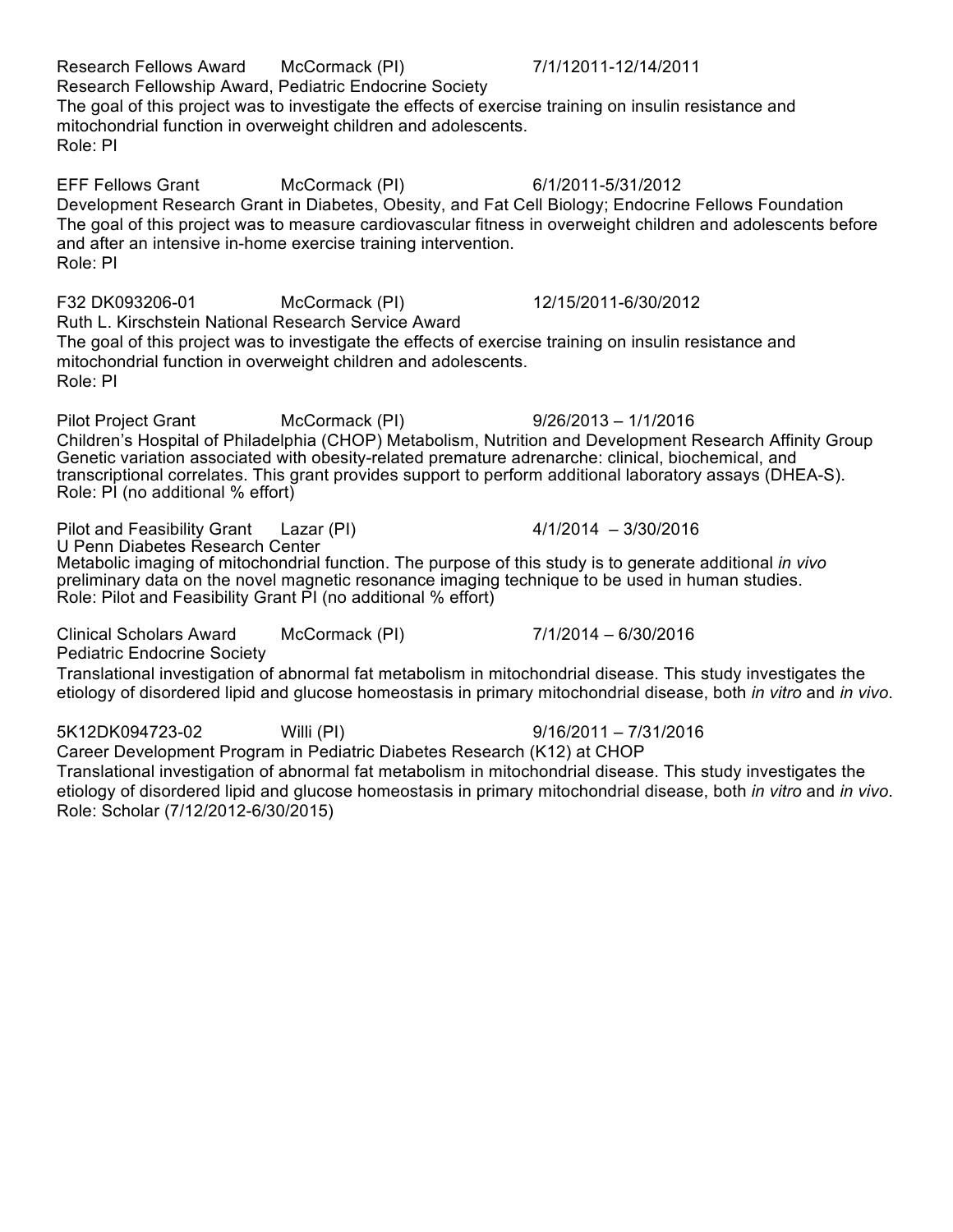Research Fellows Award McCormack (PI) 7/1/12011-12/14/2011
Research Fellowship Award, Pediatric Endocrine Society
The goal of this project was to investigate the effects of exercise training on insulin resistance and mitochondrial function in overweight children and adolescents.
Role: PI

EFF Fellows Grant McCormack (PI) 6/1/2011-5/31/2012
Development Research Grant in Diabetes, Obesity, and Fat Cell Biology; Endocrine Fellows Foundation
The goal of this project was to measure cardiovascular fitness in overweight children and adolescents before and after an intensive in-home exercise training intervention.
Role: PI

F32 DK093206-01 McCormack (PI) 12/15/2011-6/30/2012
Ruth L. Kirschstein National Research Service Award
The goal of this project was to investigate the effects of exercise training on insulin resistance and mitochondrial function in overweight children and adolescents.
Role: PI

Pilot Project Grant McCormack (PI) 9/26/2013 – 1/1/2016
Children's Hospital of Philadelphia (CHOP) Metabolism, Nutrition and Development Research Affinity Group
Genetic variation associated with obesity-related premature adrenarche: clinical, biochemical, and transcriptional correlates. This grant provides support to perform additional laboratory assays (DHEA-S).
Role: PI (no additional % effort)

Pilot and Feasibility Grant Lazar (PI) 4/1/2014 – 3/30/2016
U Penn Diabetes Research Center
Metabolic imaging of mitochondrial function. The purpose of this study is to generate additional *in vivo* preliminary data on the novel magnetic resonance imaging technique to be used in human studies.
Role: Pilot and Feasibility Grant PI (no additional % effort)

Clinical Scholars Award McCormack (PI) 7/1/2014 – 6/30/2016
Pediatric Endocrine Society
Translational investigation of abnormal fat metabolism in mitochondrial disease. This study investigates the etiology of disordered lipid and glucose homeostasis in primary mitochondrial disease, both *in vitro* and *in vivo*.

5K12DK094723-02 Willi (PI) 9/16/2011 – 7/31/2016
Career Development Program in Pediatric Diabetes Research (K12) at CHOP
Translational investigation of abnormal fat metabolism in mitochondrial disease. This study investigates the etiology of disordered lipid and glucose homeostasis in primary mitochondrial disease, both *in vitro* and *in vivo*.
Role: Scholar (7/12/2012-6/30/2015)